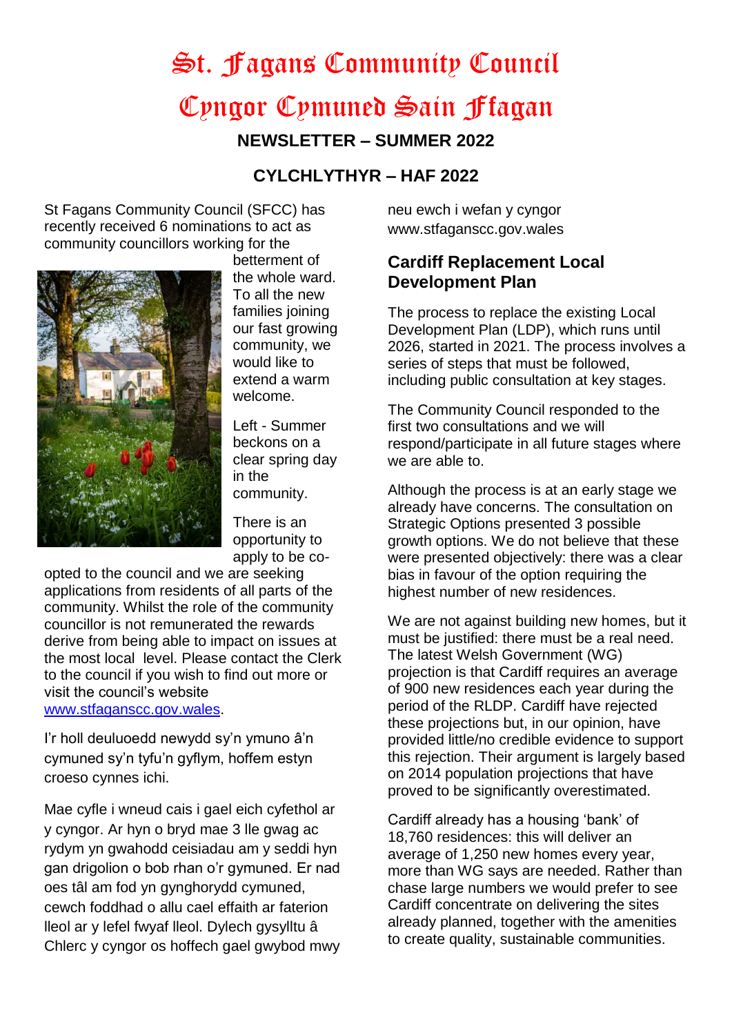# St. Fagans Community Council

# Cyngor Cymuned Sain Ffagan

## NEWSLETTER – SUMMER 2022

## CYLCHLYTHYR – HAF 2022

St Fagans Community Council (SFCC) has recently received 6 nominations to act as community councillors working for the betterment of the whole ward. To all the new families joining our fast growing community, we would like to extend a warm welcome.

Left - Summer beckons on a clear spring day in the community.

There is an opportunity to apply to be co-opted to the council and we are seeking applications from residents of all parts of the community. Whilst the role of the community councillor is not remunerated the rewards derive from being able to impact on issues at the most local level. Please contact the Clerk to the council if you wish to find out more or visit the council's website www.stfaganscc.gov.wales.

I'r holl deuluoedd newydd sy'n ymuno â'n cymuned sy'n tyfu'n gyflym, hoffem estyn croeso cynnes ichi.

Mae cyfle i wneud cais i gael eich cyfethol ar y cyngor. Ar hyn o bryd mae 3 lle gwag ac rydym yn gwahodd ceisiadau am y seddi hyn gan drigolion o bob rhan o'r gymuned. Er nad oes tâl am fod yn gynghorydd cymuned, cewch foddhad o allu cael effaith ar faterion lleol ar y lefel fwyaf lleol. Dylech gysylltu â Chlerc y cyngor os hoffech gael gwybod mwy neu ewch i wefan y cyngor www.stfaganscc.gov.wales

## Cardiff Replacement Local Development Plan

The process to replace the existing Local Development Plan (LDP), which runs until 2026, started in 2021. The process involves a series of steps that must be followed, including public consultation at key stages.

The Community Council responded to the first two consultations and we will respond/participate in all future stages where we are able to.

Although the process is at an early stage we already have concerns. The consultation on Strategic Options presented 3 possible growth options. We do not believe that these were presented objectively: there was a clear bias in favour of the option requiring the highest number of new residences.

We are not against building new homes, but it must be justified: there must be a real need. The latest Welsh Government (WG) projection is that Cardiff requires an average of 900 new residences each year during the period of the RLDP. Cardiff have rejected these projections but, in our opinion, have provided little/no credible evidence to support this rejection. Their argument is largely based on 2014 population projections that have proved to be significantly overestimated.

Cardiff already has a housing 'bank' of 18,760 residences: this will deliver an average of 1,250 new homes every year, more than WG says are needed. Rather than chase large numbers we would prefer to see Cardiff concentrate on delivering the sites already planned, together with the amenities to create quality, sustainable communities.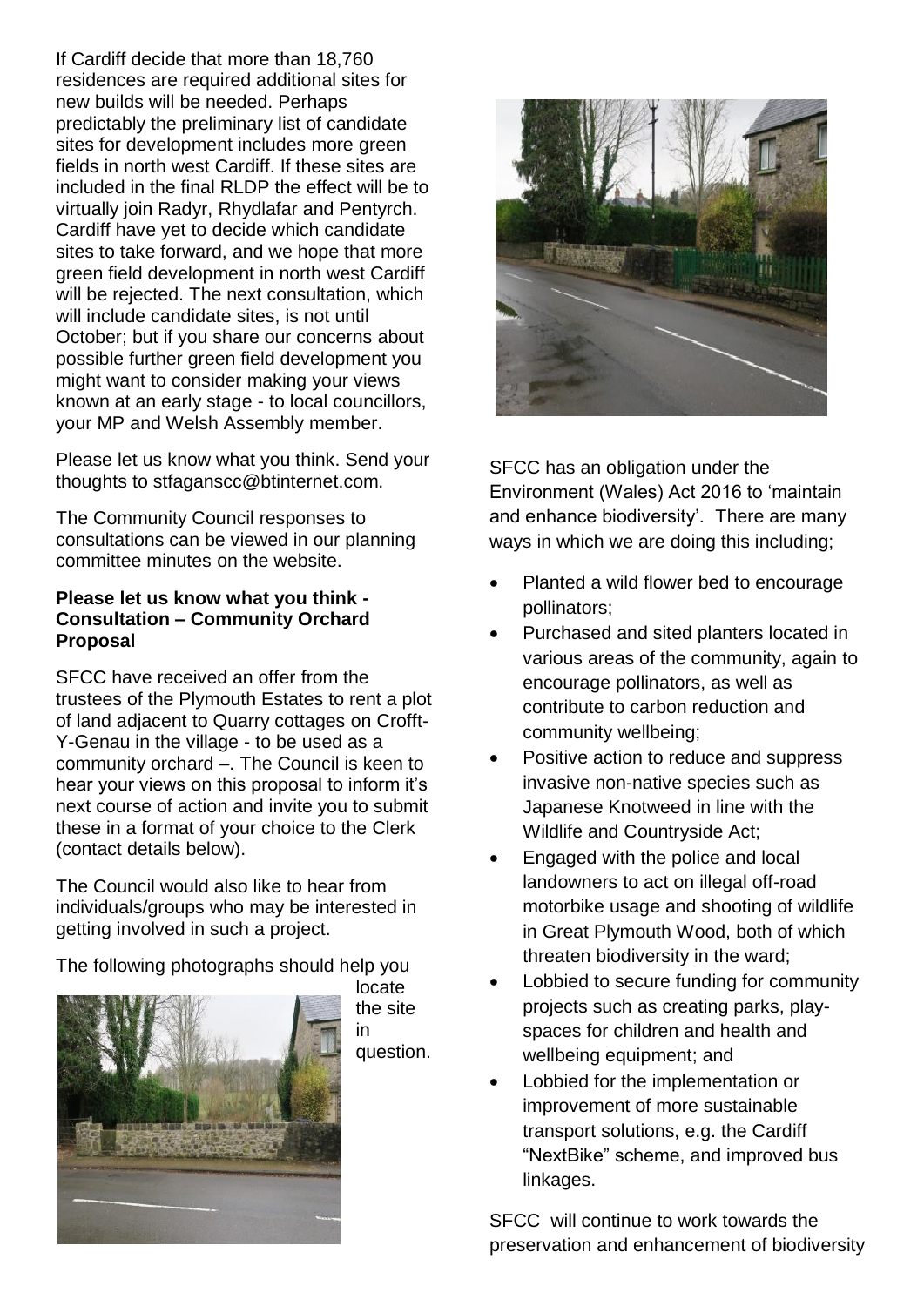If Cardiff decide that more than 18,760 residences are required additional sites for new builds will be needed. Perhaps predictably the preliminary list of candidate sites for development includes more green fields in north west Cardiff. If these sites are included in the final RLDP the effect will be to virtually join Radyr, Rhydlafar and Pentyrch. Cardiff have yet to decide which candidate sites to take forward, and we hope that more green field development in north west Cardiff will be rejected. The next consultation, which will include candidate sites, is not until October; but if you share our concerns about possible further green field development you might want to consider making your views known at an early stage - to local councillors, your MP and Welsh Assembly member.

Please let us know what you think. Send your thoughts to stfaganscc@btinternet.com.

The Community Council responses to consultations can be viewed in our planning committee minutes on the website.

**Please let us know what you think - Consultation – Community Orchard Proposal**

SFCC have received an offer from the trustees of the Plymouth Estates to rent a plot of land adjacent to Quarry cottages on Crofft-Y-Genau in the village - to be used as a community orchard –. The Council is keen to hear your views on this proposal to inform it's next course of action and invite you to submit these in a format of your choice to the Clerk (contact details below).

The Council would also like to hear from individuals/groups who may be interested in getting involved in such a project.

The following photographs should help you locate the site in question.

SFCC has an obligation under the Environment (Wales) Act 2016 to 'maintain and enhance biodiversity'. There are many ways in which we are doing this including;

- Planted a wild flower bed to encourage pollinators;
- Purchased and sited planters located in various areas of the community, again to encourage pollinators, as well as contribute to carbon reduction and community wellbeing;
- Positive action to reduce and suppress invasive non-native species such as Japanese Knotweed in line with the Wildlife and Countryside Act;
- Engaged with the police and local landowners to act on illegal off-road motorbike usage and shooting of wildlife in Great Plymouth Wood, both of which threaten biodiversity in the ward;
- Lobbied to secure funding for community projects such as creating parks, play-spaces for children and health and wellbeing equipment; and
- Lobbied for the implementation or improvement of more sustainable transport solutions, e.g. the Cardiff "NextBike" scheme, and improved bus linkages.

SFCC will continue to work towards the preservation and enhancement of biodiversity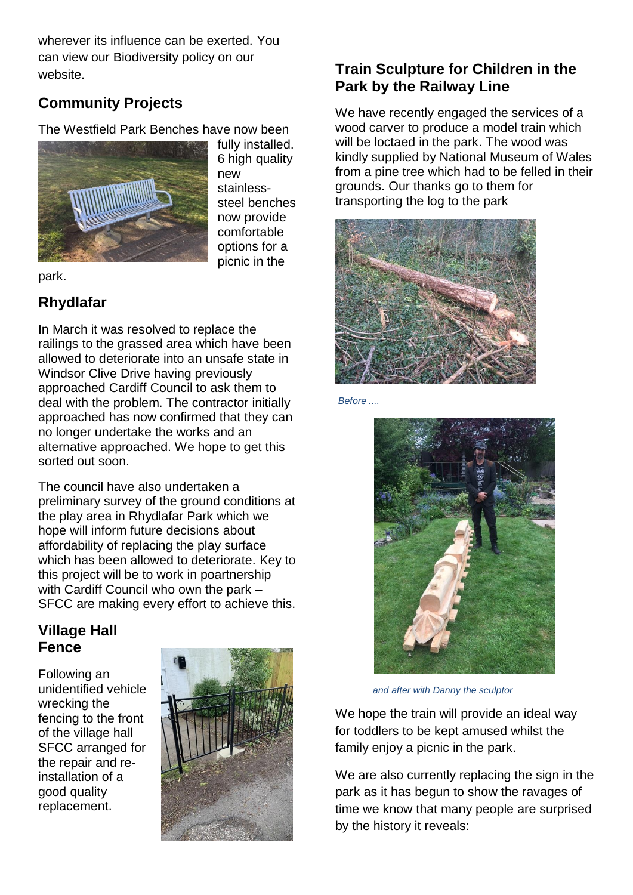wherever its influence can be exerted. You can view our Biodiversity policy on our website.

## Community Projects

The Westfield Park Benches have now been fully installed. 6 high quality new stainless-steel benches now provide comfortable options for a picnic in the park.

## Rhydlafar

In March it was resolved to replace the railings to the grassed area which have been allowed to deteriorate into an unsafe state in Windsor Clive Drive having previously approached Cardiff Council to ask them to deal with the problem. The contractor initially approached has now confirmed that they can no longer undertake the works and an alternative approached. We hope to get this sorted out soon.

The council have also undertaken a preliminary survey of the ground conditions at the play area in Rhydlafar Park which we hope will inform future decisions about affordability of replacing the play surface which has been allowed to deteriorate. Key to this project will be to work in poartnership with Cardiff Council who own the park – SFCC are making every effort to achieve this.

## Village Hall Fence

Following an unidentified vehicle wrecking the fencing to the front of the village hall SFCC arranged for the repair and re-installation of a good quality replacement.

## Train Sculpture for Children in the Park by the Railway Line

We have recently engaged the services of a wood carver to produce a model train which will be loctaed in the park. The wood was kindly supplied by National Museum of Wales from a pine tree which had to be felled in their grounds. Our thanks go to them for transporting the log to the park

*Before ....*

*and after with Danny the sculptor*

We hope the train will provide an ideal way for toddlers to be kept amused whilst the family enjoy a picnic in the park.

We are also currently replacing the sign in the park as it has begun to show the ravages of time we know that many people are surprised by the history it reveals: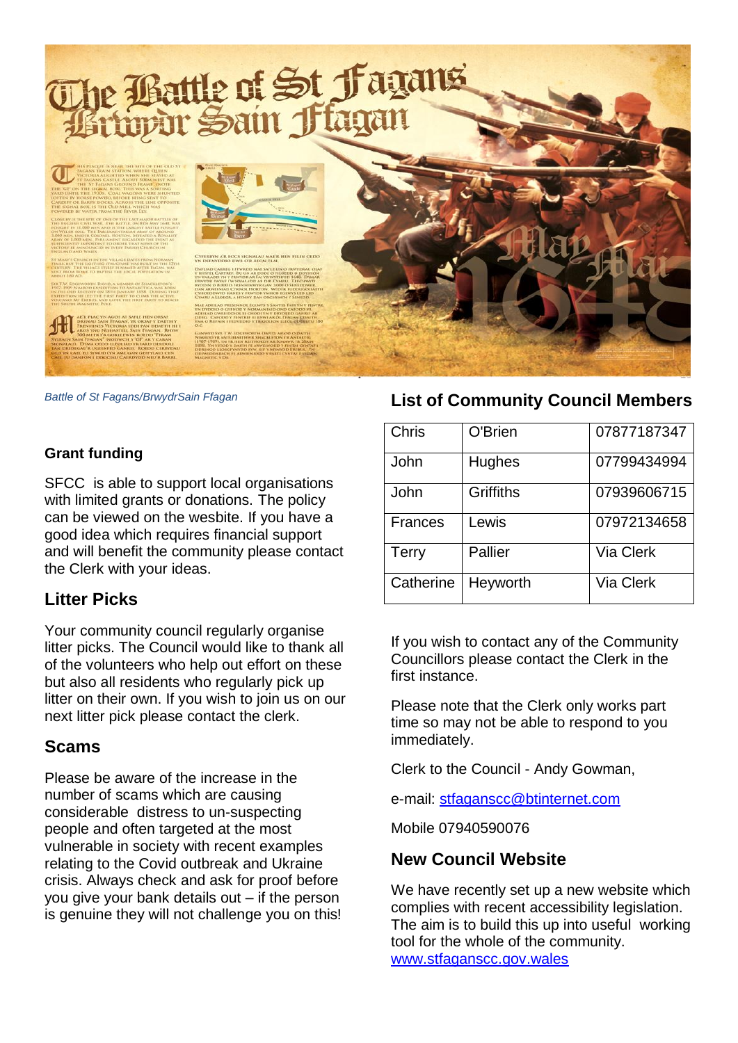*Battle of St Fagans/BrwydrSain Ffagan*

**Grant funding**

SFCC is able to support local organisations with limited grants or donations. The policy can be viewed on the wesbite. If you have a good idea which requires financial support and will benefit the community please contact the Clerk with your ideas.

## Litter Picks

Your community council regularly organise litter picks. The Council would like to thank all of the volunteers who help out effort on these but also all residents who regularly pick up litter on their own. If you wish to join us on our next litter pick please contact the clerk.

## Scams

Please be aware of the increase in the number of scams which are causing considerable distress to un-suspecting people and often targeted at the most vulnerable in society with recent examples relating to the Covid outbreak and Ukraine crisis. Always check and ask for proof before you give your bank details out – if the person is genuine they will not challenge you on this!

## List of Community Council Members

| | | |
|---|---|---|
| Chris | O'Brien | 07877187347 |
| John | Hughes | 07799434994 |
| John | Griffiths | 07939606715 |
| Frances | Lewis | 07972134658 |
| Terry | Pallier | Via Clerk |
| Catherine | Heyworth | Via Clerk |

If you wish to contact any of the Community Councillors please contact the Clerk in the first instance.

Please note that the Clerk only works part time so may not be able to respond to you immediately.

Clerk to the Council - Andy Gowman,

e-mail: stfaganscc@btinternet.com

Mobile 07940590076

## New Council Website

We have recently set up a new website which complies with recent accessibility legislation. The aim is to build this up into useful working tool for the whole of the community.
www.stfaganscc.gov.wales